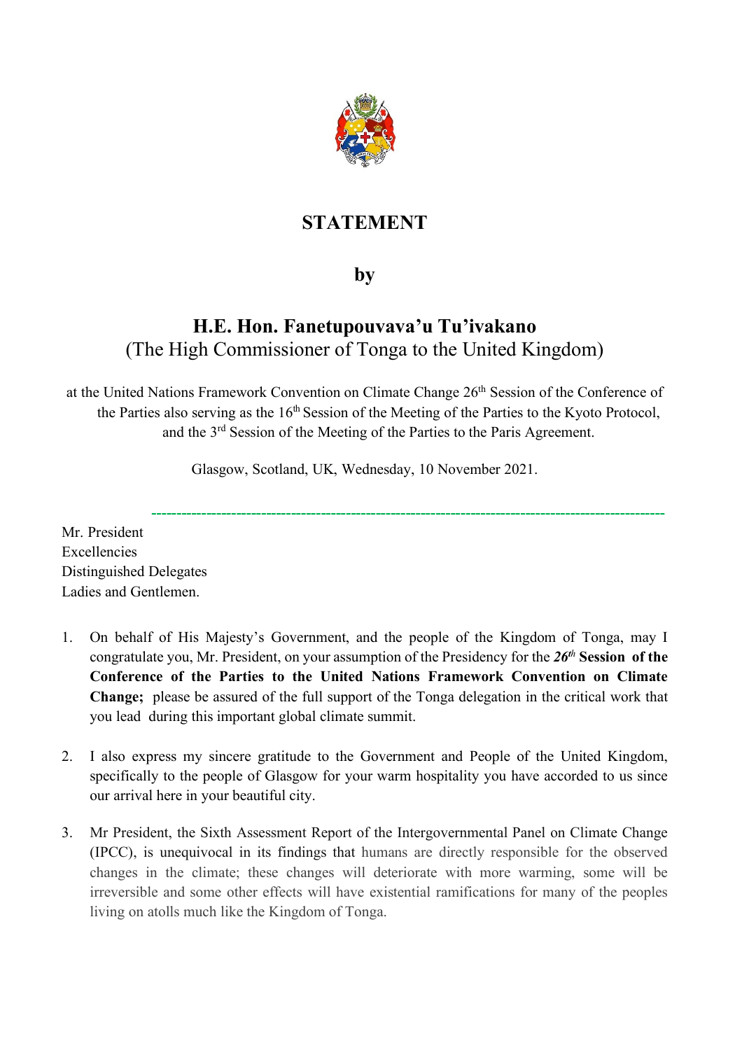# STATEMENT

## by

## H.E. Hon. Fanetupouvava'u Tu'ivakano
(The High Commissioner of Tonga to the United Kingdom)

at the United Nations Framework Convention on Climate Change 26th Session of the Conference of the Parties also serving as the 16th Session of the Meeting of the Parties to the Kyoto Protocol, and the 3rd Session of the Meeting of the Parties to the Paris Agreement.

Glasgow, Scotland, UK, Wednesday, 10 November 2021.

---

Mr. President
Excellencies
Distinguished Delegates
Ladies and Gentlemen.

1. On behalf of His Majesty's Government, and the people of the Kingdom of Tonga, may I congratulate you, Mr. President, on your assumption of the Presidency for the ***26th*** **Session of the Conference of the Parties to the United Nations Framework Convention on Climate Change;** please be assured of the full support of the Tonga delegation in the critical work that you lead during this important global climate summit.

2. I also express my sincere gratitude to the Government and People of the United Kingdom, specifically to the people of Glasgow for your warm hospitality you have accorded to us since our arrival here in your beautiful city.

3. Mr President, the Sixth Assessment Report of the Intergovernmental Panel on Climate Change (IPCC), is unequivocal in its findings that humans are directly responsible for the observed changes in the climate; these changes will deteriorate with more warming, some will be irreversible and some other effects will have existential ramifications for many of the peoples living on atolls much like the Kingdom of Tonga.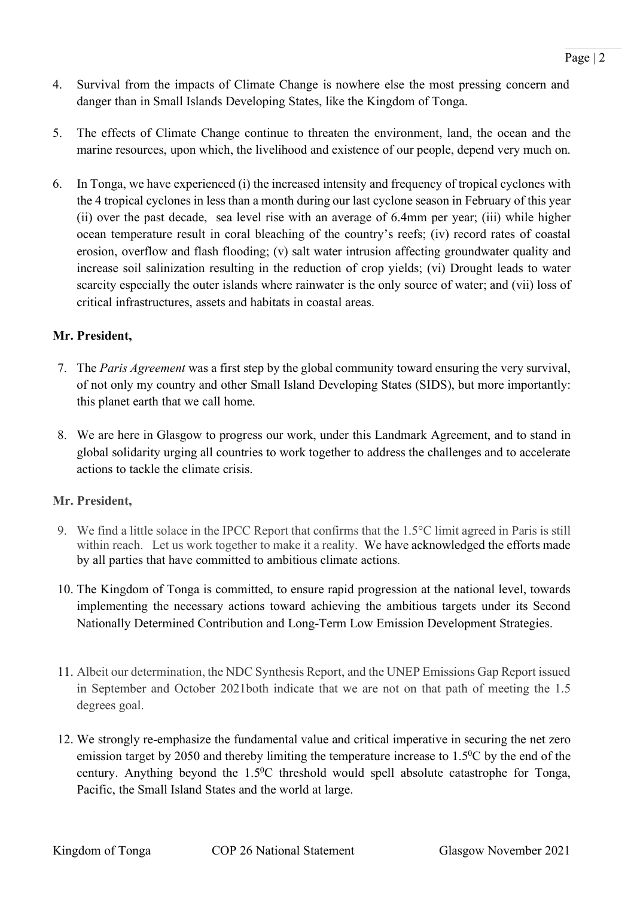4. Survival from the impacts of Climate Change is nowhere else the most pressing concern and danger than in Small Islands Developing States, like the Kingdom of Tonga.

5. The effects of Climate Change continue to threaten the environment, land, the ocean and the marine resources, upon which, the livelihood and existence of our people, depend very much on.

6. In Tonga, we have experienced (i) the increased intensity and frequency of tropical cyclones with the 4 tropical cyclones in less than a month during our last cyclone season in February of this year (ii) over the past decade, sea level rise with an average of 6.4mm per year; (iii) while higher ocean temperature result in coral bleaching of the country's reefs; (iv) record rates of coastal erosion, overflow and flash flooding; (v) salt water intrusion affecting groundwater quality and increase soil salinization resulting in the reduction of crop yields; (vi) Drought leads to water scarcity especially the outer islands where rainwater is the only source of water; and (vii) loss of critical infrastructures, assets and habitats in coastal areas.

**Mr. President,**

7. The *Paris Agreement* was a first step by the global community toward ensuring the very survival, of not only my country and other Small Island Developing States (SIDS), but more importantly: this planet earth that we call home.

8. We are here in Glasgow to progress our work, under this Landmark Agreement, and to stand in global solidarity urging all countries to work together to address the challenges and to accelerate actions to tackle the climate crisis.

**Mr. President,**

9. We find a little solace in the IPCC Report that confirms that the 1.5°C limit agreed in Paris is still within reach. Let us work together to make it a reality. We have acknowledged the efforts made by all parties that have committed to ambitious climate actions.

10. The Kingdom of Tonga is committed, to ensure rapid progression at the national level, towards implementing the necessary actions toward achieving the ambitious targets under its Second Nationally Determined Contribution and Long-Term Low Emission Development Strategies.

11. Albeit our determination, the NDC Synthesis Report, and the UNEP Emissions Gap Report issued in September and October 2021both indicate that we are not on that path of meeting the 1.5 degrees goal.

12. We strongly re-emphasize the fundamental value and critical imperative in securing the net zero emission target by 2050 and thereby limiting the temperature increase to $1.5^0$C by the end of the century. Anything beyond the $1.5^0$C threshold would spell absolute catastrophe for Tonga, Pacific, the Small Island States and the world at large.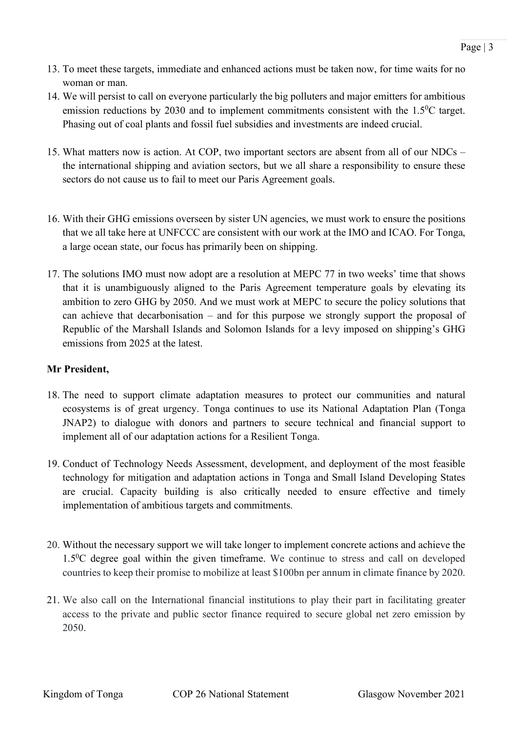13. To meet these targets, immediate and enhanced actions must be taken now, for time waits for no woman or man.
14. We will persist to call on everyone particularly the big polluters and major emitters for ambitious emission reductions by 2030 and to implement commitments consistent with the $1.5^0$C target. Phasing out of coal plants and fossil fuel subsidies and investments are indeed crucial.
15. What matters now is action. At COP, two important sectors are absent from all of our NDCs – the international shipping and aviation sectors, but we all share a responsibility to ensure these sectors do not cause us to fail to meet our Paris Agreement goals.
16. With their GHG emissions overseen by sister UN agencies, we must work to ensure the positions that we all take here at UNFCCC are consistent with our work at the IMO and ICAO. For Tonga, a large ocean state, our focus has primarily been on shipping.
17. The solutions IMO must now adopt are a resolution at MEPC 77 in two weeks' time that shows that it is unambiguously aligned to the Paris Agreement temperature goals by elevating its ambition to zero GHG by 2050. And we must work at MEPC to secure the policy solutions that can achieve that decarbonisation – and for this purpose we strongly support the proposal of Republic of the Marshall Islands and Solomon Islands for a levy imposed on shipping's GHG emissions from 2025 at the latest.

**Mr President,**

18. The need to support climate adaptation measures to protect our communities and natural ecosystems is of great urgency. Tonga continues to use its National Adaptation Plan (Tonga JNAP2) to dialogue with donors and partners to secure technical and financial support to implement all of our adaptation actions for a Resilient Tonga.
19. Conduct of Technology Needs Assessment, development, and deployment of the most feasible technology for mitigation and adaptation actions in Tonga and Small Island Developing States are crucial. Capacity building is also critically needed to ensure effective and timely implementation of ambitious targets and commitments.
20. Without the necessary support we will take longer to implement concrete actions and achieve the $1.5^0$C degree goal within the given timeframe. We continue to stress and call on developed countries to keep their promise to mobilize at least $100bn per annum in climate finance by 2020.
21. We also call on the International financial institutions to play their part in facilitating greater access to the private and public sector finance required to secure global net zero emission by 2050.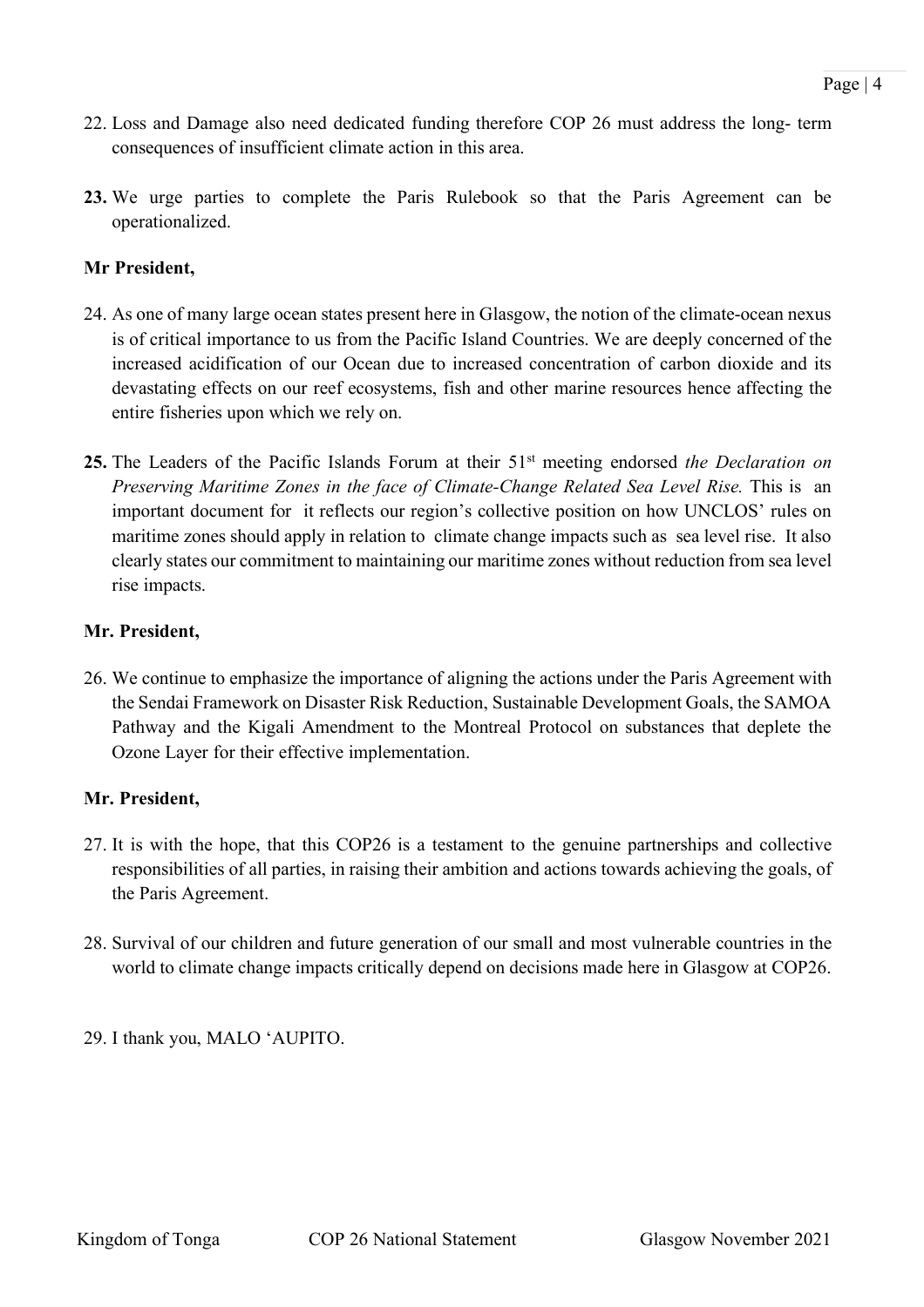22. Loss and Damage also need dedicated funding therefore COP 26 must address the long- term consequences of insufficient climate action in this area.

**23.** We urge parties to complete the Paris Rulebook so that the Paris Agreement can be operationalized.

**Mr President,**

24. As one of many large ocean states present here in Glasgow, the notion of the climate-ocean nexus is of critical importance to us from the Pacific Island Countries. We are deeply concerned of the increased acidification of our Ocean due to increased concentration of carbon dioxide and its devastating effects on our reef ecosystems, fish and other marine resources hence affecting the entire fisheries upon which we rely on.

**25.** The Leaders of the Pacific Islands Forum at their 51st meeting endorsed *the Declaration on Preserving Maritime Zones in the face of Climate-Change Related Sea Level Rise.* This is an important document for it reflects our region's collective position on how UNCLOS' rules on maritime zones should apply in relation to climate change impacts such as sea level rise. It also clearly states our commitment to maintaining our maritime zones without reduction from sea level rise impacts.

**Mr. President,**

26. We continue to emphasize the importance of aligning the actions under the Paris Agreement with the Sendai Framework on Disaster Risk Reduction, Sustainable Development Goals, the SAMOA Pathway and the Kigali Amendment to the Montreal Protocol on substances that deplete the Ozone Layer for their effective implementation.

**Mr. President,**

27. It is with the hope, that this COP26 is a testament to the genuine partnerships and collective responsibilities of all parties, in raising their ambition and actions towards achieving the goals, of the Paris Agreement.

28. Survival of our children and future generation of our small and most vulnerable countries in the world to climate change impacts critically depend on decisions made here in Glasgow at COP26.

29. I thank you, MALO 'AUPITO.